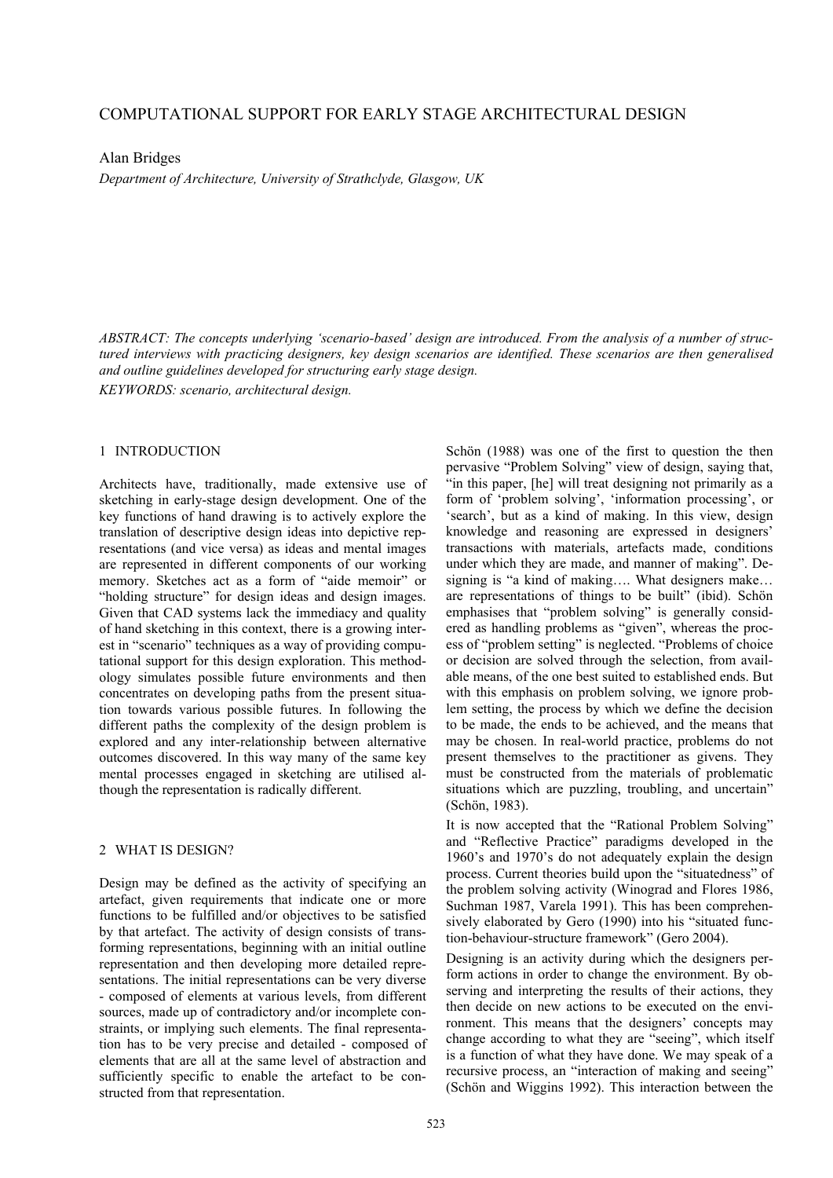# COMPUTATIONAL SUPPORT FOR EARLY STAGE ARCHITECTURAL DESIGN

Alan Bridges

*Department of Architecture, University of Strathclyde, Glasgow, UK*

*ABSTRACT: The concepts underlying 'scenario-based' design are introduced. From the analysis of a number of structured interviews with practicing designers, key design scenarios are identified. These scenarios are then generalised and outline guidelines developed for structuring early stage design.*

*KEYWORDS: scenario, architectural design.*

## 1 INTRODUCTION

Architects have, traditionally, made extensive use of sketching in early-stage design development. One of the key functions of hand drawing is to actively explore the translation of descriptive design ideas into depictive representations (and vice versa) as ideas and mental images are represented in different components of our working memory. Sketches act as a form of "aide memoir" or "holding structure" for design ideas and design images. Given that CAD systems lack the immediacy and quality of hand sketching in this context, there is a growing interest in "scenario" techniques as a way of providing computational support for this design exploration. This methodology simulates possible future environments and then concentrates on developing paths from the present situation towards various possible futures. In following the different paths the complexity of the design problem is explored and any inter-relationship between alternative outcomes discovered. In this way many of the same key mental processes engaged in sketching are utilised although the representation is radically different.

## 2 WHAT IS DESIGN?

Design may be defined as the activity of specifying an artefact, given requirements that indicate one or more functions to be fulfilled and/or objectives to be satisfied by that artefact. The activity of design consists of transforming representations, beginning with an initial outline representation and then developing more detailed representations. The initial representations can be very diverse - composed of elements at various levels, from different sources, made up of contradictory and/or incomplete constraints, or implying such elements. The final representation has to be very precise and detailed - composed of elements that are all at the same level of abstraction and sufficiently specific to enable the artefact to be constructed from that representation.

Schön (1988) was one of the first to question the then pervasive "Problem Solving" view of design, saying that, "in this paper, [he] will treat designing not primarily as a form of 'problem solving', 'information processing', or 'search', but as a kind of making. In this view, design knowledge and reasoning are expressed in designers' transactions with materials, artefacts made, conditions under which they are made, and manner of making". Designing is "a kind of making…. What designers make… are representations of things to be built" (ibid). Schön emphasises that "problem solving" is generally considered as handling problems as "given", whereas the process of "problem setting" is neglected. "Problems of choice or decision are solved through the selection, from available means, of the one best suited to established ends. But with this emphasis on problem solving, we ignore problem setting, the process by which we define the decision to be made, the ends to be achieved, and the means that may be chosen. In real-world practice, problems do not present themselves to the practitioner as givens. They must be constructed from the materials of problematic situations which are puzzling, troubling, and uncertain" (Schön, 1983).

It is now accepted that the "Rational Problem Solving" and "Reflective Practice" paradigms developed in the 1960's and 1970's do not adequately explain the design process. Current theories build upon the "situatedness" of the problem solving activity (Winograd and Flores 1986, Suchman 1987, Varela 1991). This has been comprehensively elaborated by Gero (1990) into his "situated function-behaviour-structure framework" (Gero 2004).

Designing is an activity during which the designers perform actions in order to change the environment. By observing and interpreting the results of their actions, they then decide on new actions to be executed on the environment. This means that the designers' concepts may change according to what they are "seeing", which itself is a function of what they have done. We may speak of a recursive process, an "interaction of making and seeing" (Schön and Wiggins 1992). This interaction between the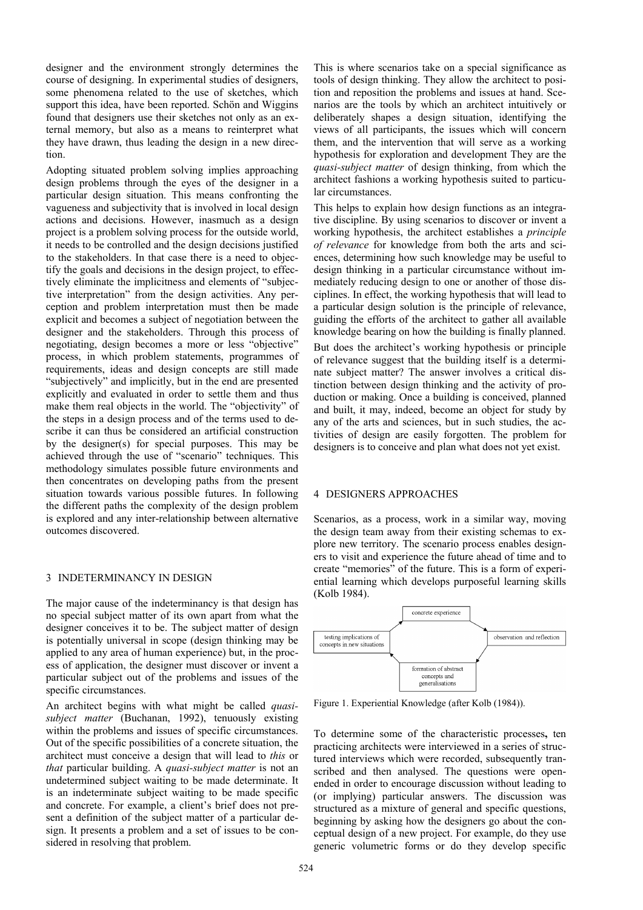designer and the environment strongly determines the course of designing. In experimental studies of designers, some phenomena related to the use of sketches, which support this idea, have been reported. Schön and Wiggins found that designers use their sketches not only as an external memory, but also as a means to reinterpret what they have drawn, thus leading the design in a new direction.

Adopting situated problem solving implies approaching design problems through the eyes of the designer in a particular design situation. This means confronting the vagueness and subjectivity that is involved in local design actions and decisions. However, inasmuch as a design project is a problem solving process for the outside world, it needs to be controlled and the design decisions justified to the stakeholders. In that case there is a need to objectify the goals and decisions in the design project, to effectively eliminate the implicitness and elements of "subjective interpretation" from the design activities. Any perception and problem interpretation must then be made explicit and becomes a subject of negotiation between the designer and the stakeholders. Through this process of negotiating, design becomes a more or less "objective" process, in which problem statements, programmes of requirements, ideas and design concepts are still made "subjectively" and implicitly, but in the end are presented explicitly and evaluated in order to settle them and thus make them real objects in the world. The "objectivity" of the steps in a design process and of the terms used to describe it can thus be considered an artificial construction by the designer(s) for special purposes. This may be achieved through the use of "scenario" techniques. This methodology simulates possible future environments and then concentrates on developing paths from the present situation towards various possible futures. In following the different paths the complexity of the design problem is explored and any inter-relationship between alternative outcomes discovered.

## 3 INDETERMINANCY IN DESIGN

The major cause of the indeterminancy is that design has no special subject matter of its own apart from what the designer conceives it to be. The subject matter of design is potentially universal in scope (design thinking may be applied to any area of human experience) but, in the process of application, the designer must discover or invent a particular subject out of the problems and issues of the specific circumstances.

An architect begins with what might be called *quasi-subject matter* (Buchanan, 1992), tenuously existing within the problems and issues of specific circumstances. Out of the specific possibilities of a concrete situation, the architect must conceive a design that will lead to *this* or *that* particular building. A *quasi-subject matter* is not an undetermined subject waiting to be made determinate. It is an indeterminate subject waiting to be made specific and concrete. For example, a client's brief does not present a definition of the subject matter of a particular design. It presents a problem and a set of issues to be considered in resolving that problem.

This is where scenarios take on a special significance as tools of design thinking. They allow the architect to position and reposition the problems and issues at hand. Scenarios are the tools by which an architect intuitively or deliberately shapes a design situation, identifying the views of all participants, the issues which will concern them, and the intervention that will serve as a working hypothesis for exploration and development They are the *quasi-subject matter* of design thinking, from which the architect fashions a working hypothesis suited to particular circumstances.

This helps to explain how design functions as an integrative discipline. By using scenarios to discover or invent a working hypothesis, the architect establishes a *principle of relevance* for knowledge from both the arts and sciences, determining how such knowledge may be useful to design thinking in a particular circumstance without immediately reducing design to one or another of those disciplines. In effect, the working hypothesis that will lead to a particular design solution is the principle of relevance, guiding the efforts of the architect to gather all available knowledge bearing on how the building is finally planned.

But does the architect's working hypothesis or principle of relevance suggest that the building itself is a determinate subject matter? The answer involves a critical distinction between design thinking and the activity of production or making. Once a building is conceived, planned and built, it may, indeed, become an object for study by any of the arts and sciences, but in such studies, the activities of design are easily forgotten. The problem for designers is to conceive and plan what does not yet exist.

## 4 DESIGNERS APPROACHES

Scenarios, as a process, work in a similar way, moving the design team away from their existing schemas to explore new territory. The scenario process enables designers to visit and experience the future ahead of time and to create "memories" of the future. This is a form of experiential learning which develops purposeful learning skills (Kolb 1984).

concrete experience

observation and reflection

formation of abstract concepts and generalisations

testing implications of concepts in new situations

Figure 1. Experiential Knowledge (after Kolb (1984)).

To determine some of the characteristic processes**,** ten practicing architects were interviewed in a series of structured interviews which were recorded, subsequently transcribed and then analysed. The questions were open-ended in order to encourage discussion without leading to (or implying) particular answers. The discussion was structured as a mixture of general and specific questions, beginning by asking how the designers go about the conceptual design of a new project. For example, do they use generic volumetric forms or do they develop specific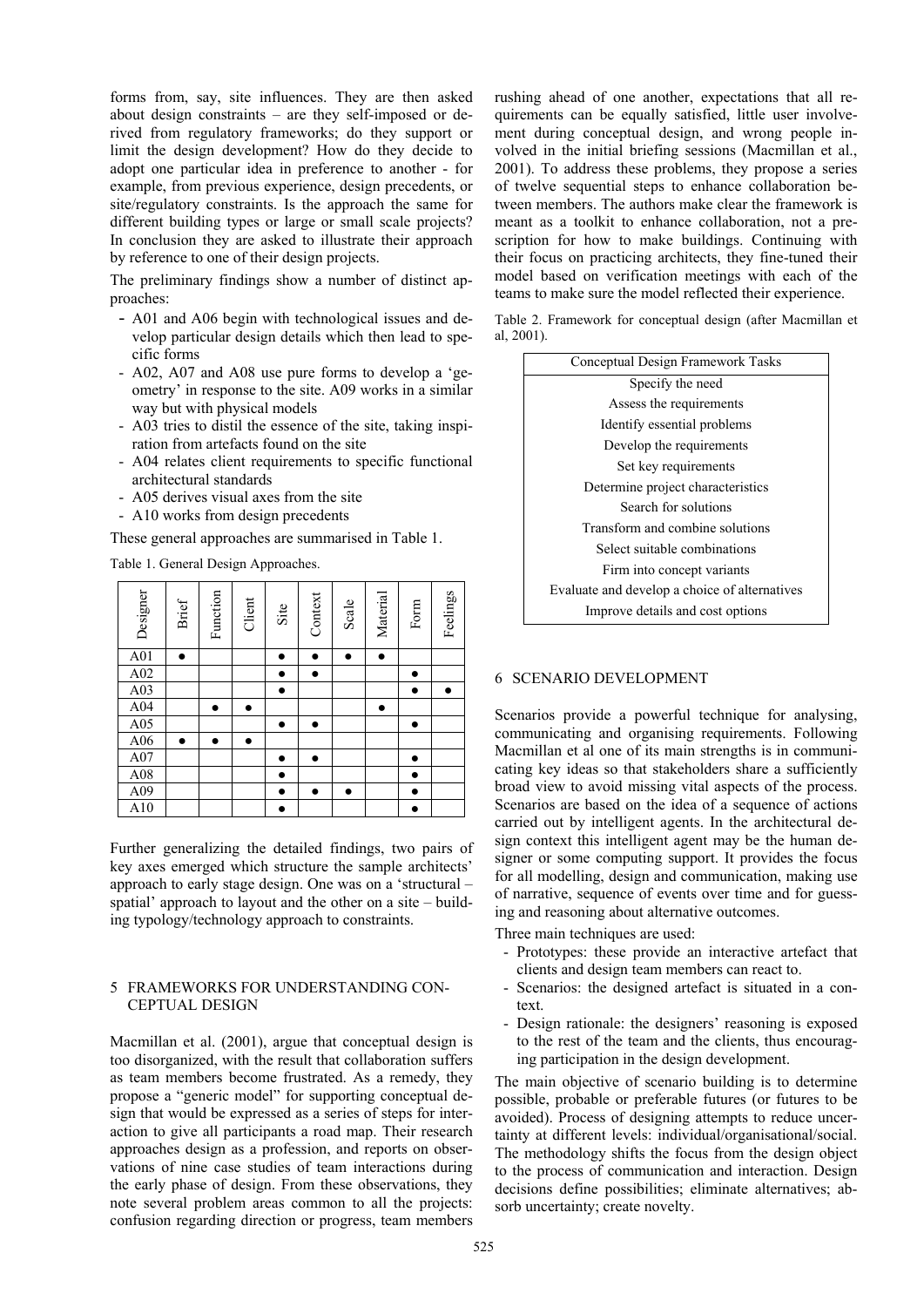forms from, say, site influences. They are then asked about design constraints – are they self-imposed or derived from regulatory frameworks; do they support or limit the design development? How do they decide to adopt one particular idea in preference to another - for example, from previous experience, design precedents, or site/regulatory constraints. Is the approach the same for different building types or large or small scale projects? In conclusion they are asked to illustrate their approach by reference to one of their design projects.

The preliminary findings show a number of distinct approaches:

- A01 and A06 begin with technological issues and develop particular design details which then lead to specific forms
- A02, A07 and A08 use pure forms to develop a 'geometry' in response to the site. A09 works in a similar way but with physical models
- A03 tries to distil the essence of the site, taking inspiration from artefacts found on the site
- A04 relates client requirements to specific functional architectural standards
- A05 derives visual axes from the site
- A10 works from design precedents

These general approaches are summarised in Table 1.

Table 1. General Design Approaches.

| Designer | Brief | Function | Client | Site | Context | Scale | Material | Form | Feelings |
|---|---|---|---|---|---|---|---|---|---|
| A01 | ● | | | ● | ● | ● | ● | | |
| A02 | | | | ● | ● | | | ● | |
| A03 | | | | ● | | | | ● | ● |
| A04 | | ● | ● | | | | ● | | |
| A05 | | | | ● | ● | | | ● | |
| A06 | ● | ● | ● | | | | | | |
| A07 | | | | ● | ● | | | ● | |
| A08 | | | | ● | | | | ● | |
| A09 | | | | ● | ● | ● | | ● | |
| A10 | | | | ● | | | | ● | |

Further generalizing the detailed findings, two pairs of key axes emerged which structure the sample architects' approach to early stage design. One was on a 'structural – spatial' approach to layout and the other on a site – building typology/technology approach to constraints.

## 5 FRAMEWORKS FOR UNDERSTANDING CONCEPTUAL DESIGN

Macmillan et al. (2001), argue that conceptual design is too disorganized, with the result that collaboration suffers as team members become frustrated. As a remedy, they propose a "generic model" for supporting conceptual design that would be expressed as a series of steps for interaction to give all participants a road map. Their research approaches design as a profession, and reports on observations of nine case studies of team interactions during the early phase of design. From these observations, they note several problem areas common to all the projects: confusion regarding direction or progress, team members rushing ahead of one another, expectations that all requirements can be equally satisfied, little user involvement during conceptual design, and wrong people involved in the initial briefing sessions (Macmillan et al., 2001). To address these problems, they propose a series of twelve sequential steps to enhance collaboration between members. The authors make clear the framework is meant as a toolkit to enhance collaboration, not a prescription for how to make buildings. Continuing with their focus on practicing architects, they fine-tuned their model based on verification meetings with each of the teams to make sure the model reflected their experience.

Table 2. Framework for conceptual design (after Macmillan et al, 2001).

| Conceptual Design Framework Tasks |
|---|
| Specify the need |
| Assess the requirements |
| Identify essential problems |
| Develop the requirements |
| Set key requirements |
| Determine project characteristics |
| Search for solutions |
| Transform and combine solutions |
| Select suitable combinations |
| Firm into concept variants |
| Evaluate and develop a choice of alternatives |
| Improve details and cost options |

## 6 SCENARIO DEVELOPMENT

Scenarios provide a powerful technique for analysing, communicating and organising requirements. Following Macmillan et al one of its main strengths is in communicating key ideas so that stakeholders share a sufficiently broad view to avoid missing vital aspects of the process. Scenarios are based on the idea of a sequence of actions carried out by intelligent agents. In the architectural design context this intelligent agent may be the human designer or some computing support. It provides the focus for all modelling, design and communication, making use of narrative, sequence of events over time and for guessing and reasoning about alternative outcomes.

Three main techniques are used:

- Prototypes: these provide an interactive artefact that clients and design team members can react to.
- Scenarios: the designed artefact is situated in a context.
- Design rationale: the designers' reasoning is exposed to the rest of the team and the clients, thus encouraging participation in the design development.

The main objective of scenario building is to determine possible, probable or preferable futures (or futures to be avoided). Process of designing attempts to reduce uncertainty at different levels: individual/organisational/social. The methodology shifts the focus from the design object to the process of communication and interaction. Design decisions define possibilities; eliminate alternatives; absorb uncertainty; create novelty.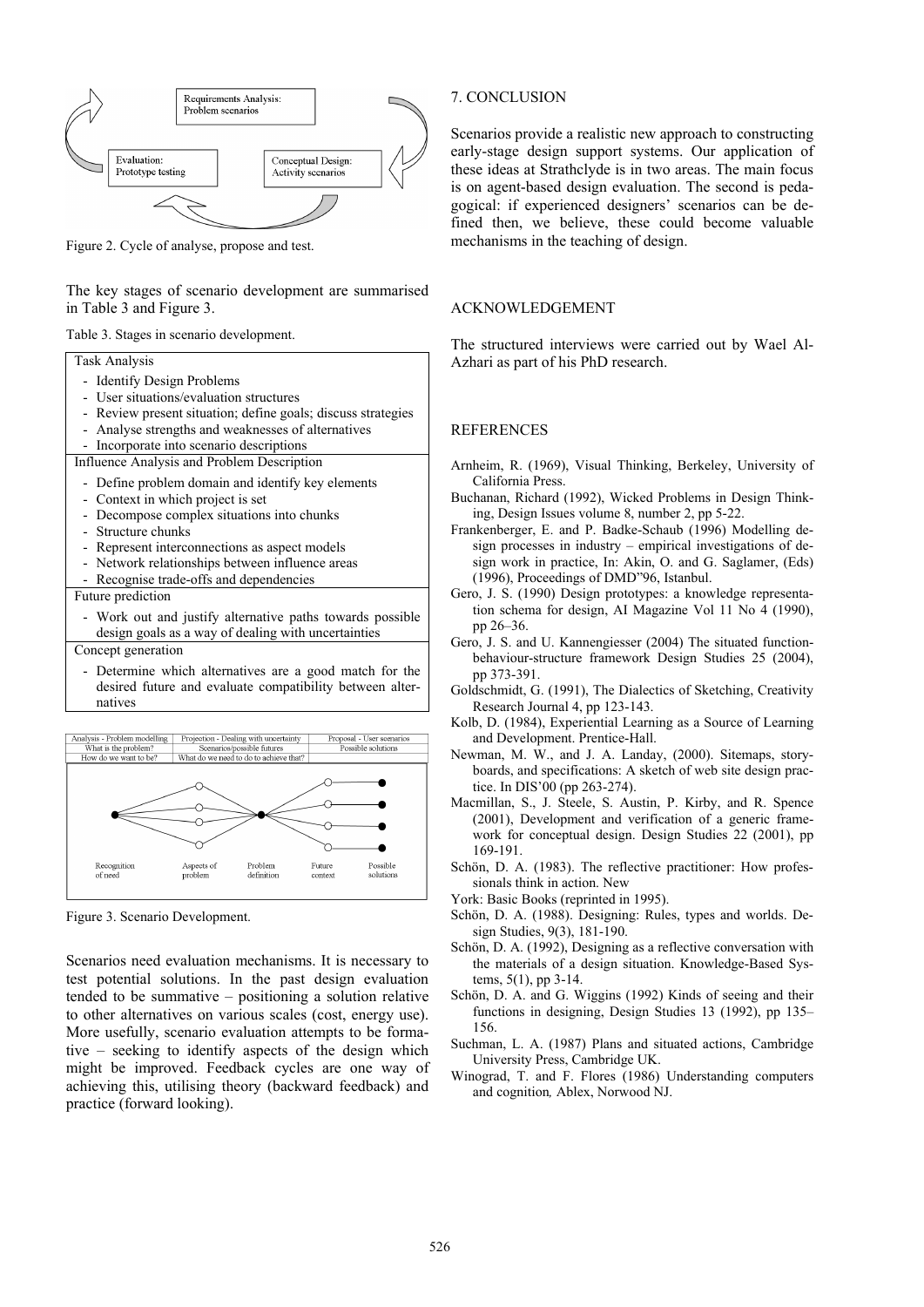Requirements Analysis: Problem scenarios

Evaluation: Prototype testing

Conceptual Design: Activity scenarios

Figure 2. Cycle of analyse, propose and test.

The key stages of scenario development are summarised in Table 3 and Figure 3.

Table 3. Stages in scenario development.

| |
|---|
| Task Analysis |
| - Identify Design Problems<br>- User situations/evaluation structures<br>- Review present situation; define goals; discuss strategies<br>- Analyse strengths and weaknesses of alternatives<br>- Incorporate into scenario descriptions |
| Influence Analysis and Problem Description |
| - Define problem domain and identify key elements<br>- Context in which project is set<br>- Decompose complex situations into chunks<br>- Structure chunks<br>- Represent interconnections as aspect models<br>- Network relationships between influence areas<br>- Recognise trade-offs and dependencies |
| Future prediction |
| - Work out and justify alternative paths towards possible design goals as a way of dealing with uncertainties |
| Concept generation |
| - Determine which alternatives are a good match for the desired future and evaluate compatibility between alternatives |

Analysis - Problem modelling
What is the problem?
How do we want to be?

Projection - Dealing with uncertainty
Scenarios/possible futures
What do we need to do to achieve that?

Proposal - User scenarios
Possible solutions

Recognition of need

Aspects of problem

Problem definition

Future context

Possible solutions

Figure 3. Scenario Development.

Scenarios need evaluation mechanisms. It is necessary to test potential solutions. In the past design evaluation tended to be summative – positioning a solution relative to other alternatives on various scales (cost, energy use). More usefully, scenario evaluation attempts to be formative – seeking to identify aspects of the design which might be improved. Feedback cycles are one way of achieving this, utilising theory (backward feedback) and practice (forward looking).

## 7. CONCLUSION

Scenarios provide a realistic new approach to constructing early-stage design support systems. Our application of these ideas at Strathclyde is in two areas. The main focus is on agent-based design evaluation. The second is pedagogical: if experienced designers' scenarios can be defined then, we believe, these could become valuable mechanisms in the teaching of design.

## ACKNOWLEDGEMENT

The structured interviews were carried out by Wael Al-Azhari as part of his PhD research.

## REFERENCES

Arnheim, R. (1969), Visual Thinking, Berkeley, University of California Press.

Buchanan, Richard (1992), Wicked Problems in Design Thinking, Design Issues volume 8, number 2, pp 5-22.

Frankenberger, E. and P. Badke-Schaub (1996) Modelling design processes in industry – empirical investigations of design work in practice, In: Akin, O. and G. Saglamer, (Eds) (1996), Proceedings of DMD"96, Istanbul.

Gero, J. S. (1990) Design prototypes: a knowledge representation schema for design, AI Magazine Vol 11 No 4 (1990), pp 26–36.

Gero, J. S. and U. Kannengiesser (2004) The situated function-behaviour-structure framework Design Studies 25 (2004), pp 373-391.

Goldschmidt, G. (1991), The Dialectics of Sketching, Creativity Research Journal 4, pp 123-143.

Kolb, D. (1984), Experiential Learning as a Source of Learning and Development. Prentice-Hall.

Newman, M. W., and J. A. Landay, (2000). Sitemaps, storyboards, and specifications: A sketch of web site design practice. In DIS'00 (pp 263-274).

Macmillan, S., J. Steele, S. Austin, P. Kirby, and R. Spence (2001), Development and verification of a generic framework for conceptual design. Design Studies 22 (2001), pp 169-191.

Schön, D. A. (1983). The reflective practitioner: How professionals think in action. New

York: Basic Books (reprinted in 1995).

Schön, D. A. (1988). Designing: Rules, types and worlds. Design Studies, 9(3), 181-190.

Schön, D. A. (1992), Designing as a reflective conversation with the materials of a design situation. Knowledge-Based Systems, 5(1), pp 3-14.

Schön, D. A. and G. Wiggins (1992) Kinds of seeing and their functions in designing, Design Studies 13 (1992), pp 135–156.

Suchman, L. A. (1987) Plans and situated actions, Cambridge University Press, Cambridge UK.

Winograd, T. and F. Flores (1986) Understanding computers and cognition*,* Ablex, Norwood NJ.